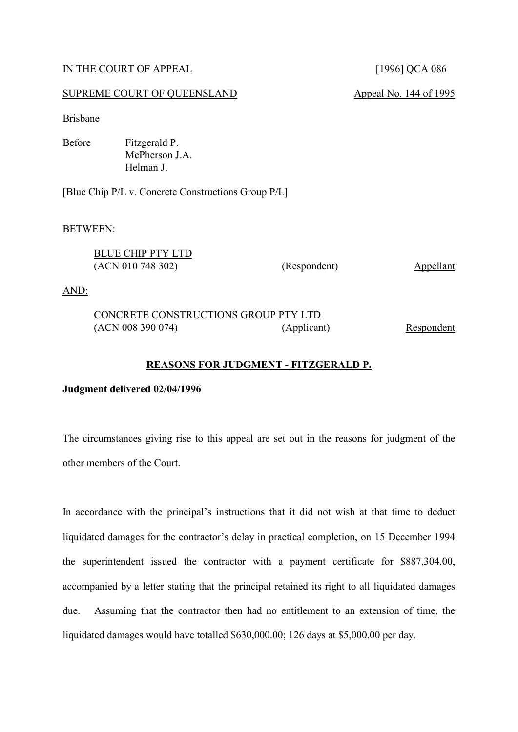IN THE COURT OF APPEAL [1996] QCA 086

SUPREME COURT OF QUEENSLAND Appeal No. 144 of 1995

Brisbane

Before Fitzgerald P.
McPherson J.A.
Helman J.

[Blue Chip P/L v. Concrete Constructions Group P/L]

BETWEEN:

BLUE CHIP PTY LTD
(ACN 010 748 302) (Respondent) Appellant

AND:

CONCRETE CONSTRUCTIONS GROUP PTY LTD
(ACN 008 390 074) (Applicant) Respondent

**REASONS FOR JUDGMENT - FITZGERALD P.**

**Judgment delivered 02/04/1996**

The circumstances giving rise to this appeal are set out in the reasons for judgment of the other members of the Court.

In accordance with the principal's instructions that it did not wish at that time to deduct liquidated damages for the contractor's delay in practical completion, on 15 December 1994 the superintendent issued the contractor with a payment certificate for $887,304.00, accompanied by a letter stating that the principal retained its right to all liquidated damages due. Assuming that the contractor then had no entitlement to an extension of time, the liquidated damages would have totalled $630,000.00; 126 days at $5,000.00 per day.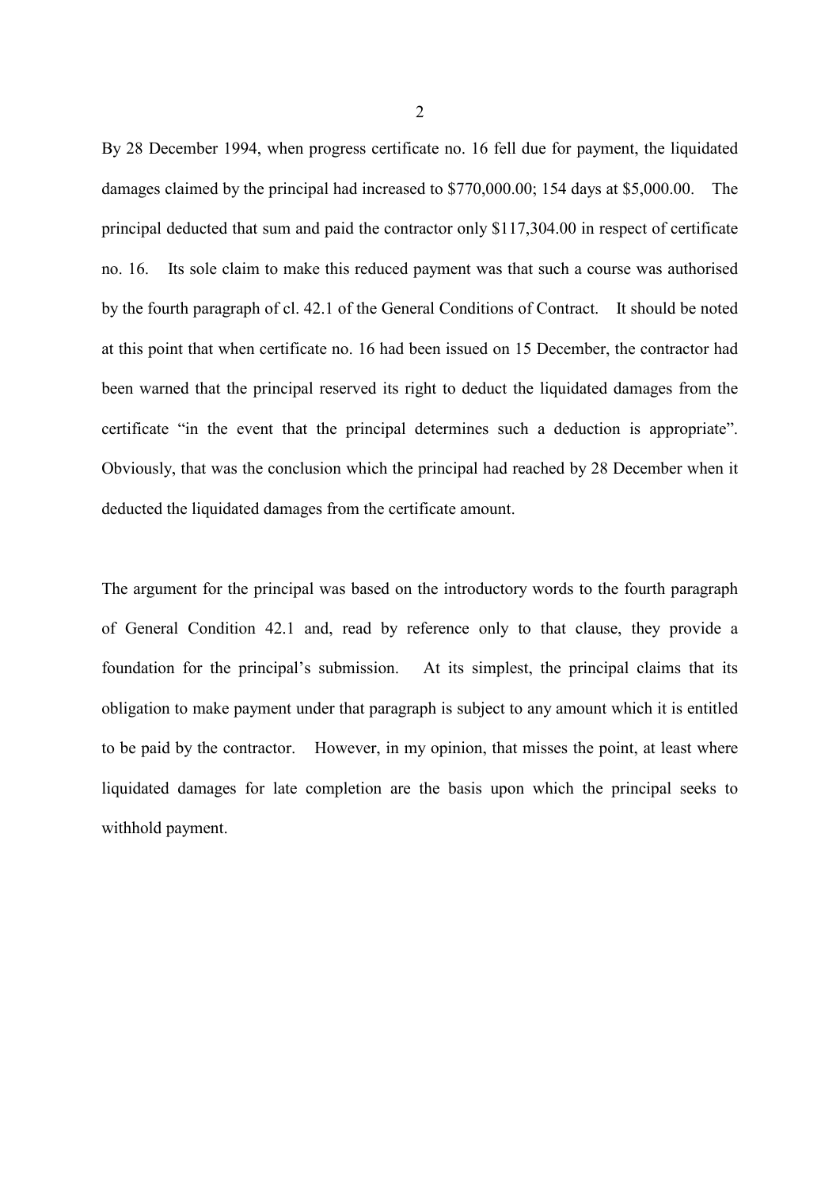By 28 December 1994, when progress certificate no. 16 fell due for payment, the liquidated damages claimed by the principal had increased to $770,000.00; 154 days at $5,000.00. The principal deducted that sum and paid the contractor only $117,304.00 in respect of certificate no. 16. Its sole claim to make this reduced payment was that such a course was authorised by the fourth paragraph of cl. 42.1 of the General Conditions of Contract. It should be noted at this point that when certificate no. 16 had been issued on 15 December, the contractor had been warned that the principal reserved its right to deduct the liquidated damages from the certificate "in the event that the principal determines such a deduction is appropriate". Obviously, that was the conclusion which the principal had reached by 28 December when it deducted the liquidated damages from the certificate amount.

The argument for the principal was based on the introductory words to the fourth paragraph of General Condition 42.1 and, read by reference only to that clause, they provide a foundation for the principal's submission. At its simplest, the principal claims that its obligation to make payment under that paragraph is subject to any amount which it is entitled to be paid by the contractor. However, in my opinion, that misses the point, at least where liquidated damages for late completion are the basis upon which the principal seeks to withhold payment.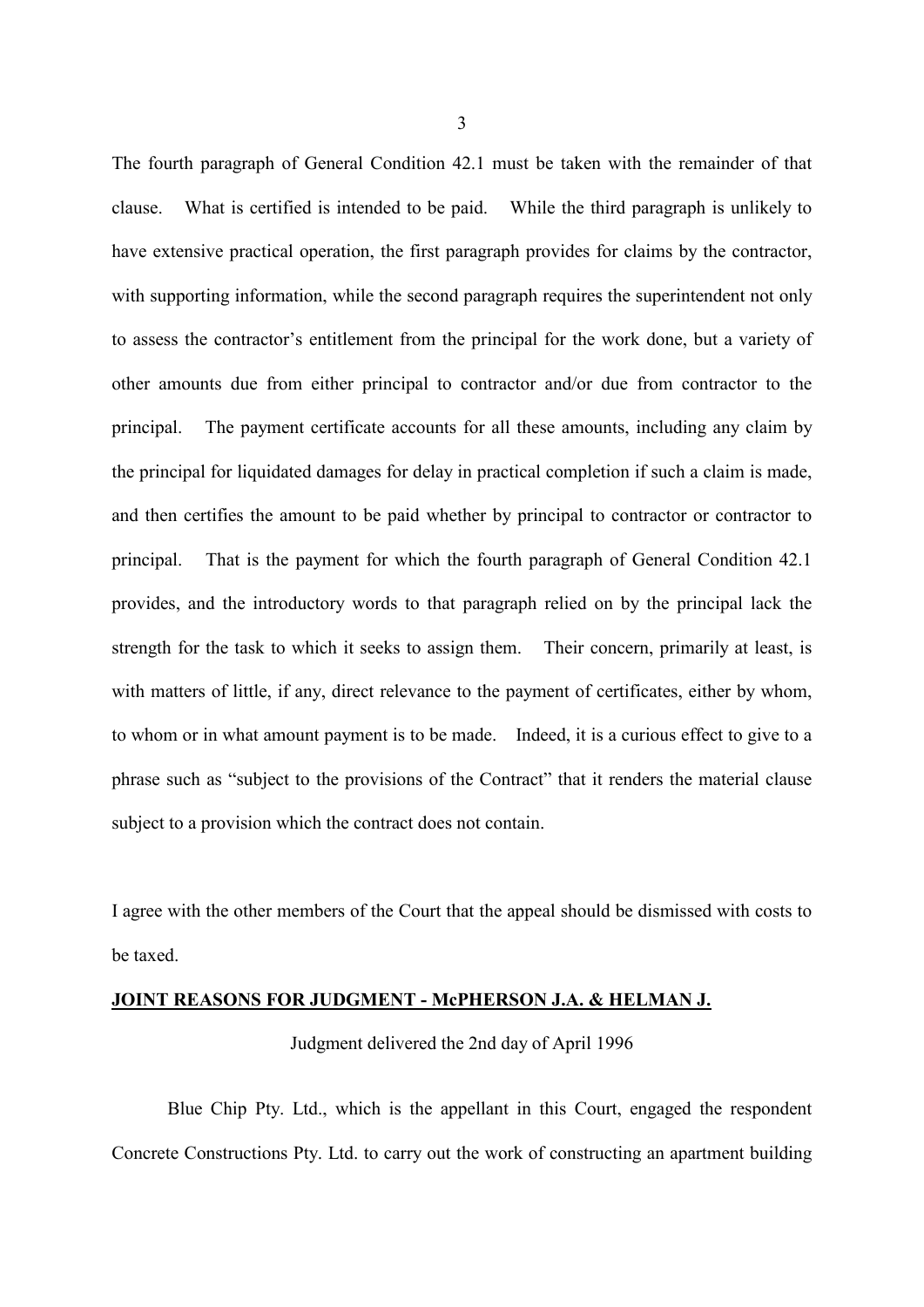The fourth paragraph of General Condition 42.1 must be taken with the remainder of that clause. What is certified is intended to be paid. While the third paragraph is unlikely to have extensive practical operation, the first paragraph provides for claims by the contractor, with supporting information, while the second paragraph requires the superintendent not only to assess the contractor's entitlement from the principal for the work done, but a variety of other amounts due from either principal to contractor and/or due from contractor to the principal. The payment certificate accounts for all these amounts, including any claim by the principal for liquidated damages for delay in practical completion if such a claim is made, and then certifies the amount to be paid whether by principal to contractor or contractor to principal. That is the payment for which the fourth paragraph of General Condition 42.1 provides, and the introductory words to that paragraph relied on by the principal lack the strength for the task to which it seeks to assign them. Their concern, primarily at least, is with matters of little, if any, direct relevance to the payment of certificates, either by whom, to whom or in what amount payment is to be made. Indeed, it is a curious effect to give to a phrase such as "subject to the provisions of the Contract" that it renders the material clause subject to a provision which the contract does not contain.

I agree with the other members of the Court that the appeal should be dismissed with costs to be taxed.

**JOINT REASONS FOR JUDGMENT - McPHERSON J.A. & HELMAN J.**

Judgment delivered the 2nd day of April 1996

Blue Chip Pty. Ltd., which is the appellant in this Court, engaged the respondent Concrete Constructions Pty. Ltd. to carry out the work of constructing an apartment building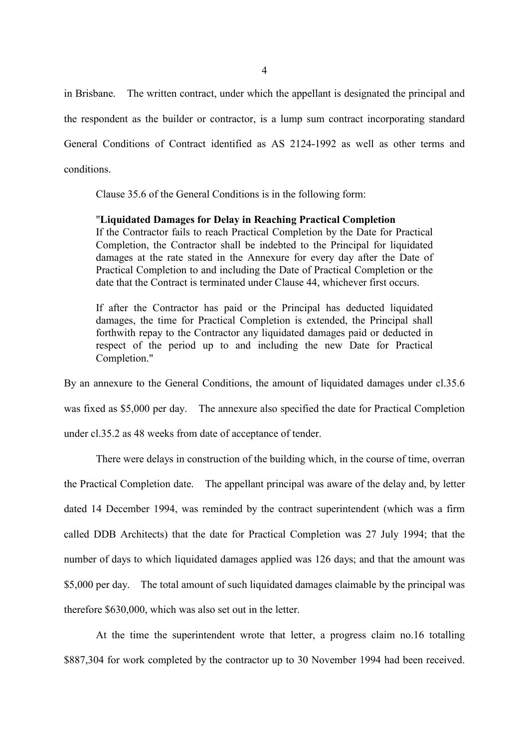in Brisbane. The written contract, under which the appellant is designated the principal and the respondent as the builder or contractor, is a lump sum contract incorporating standard General Conditions of Contract identified as AS 2124-1992 as well as other terms and conditions.

Clause 35.6 of the General Conditions is in the following form:

> "**Liquidated Damages for Delay in Reaching Practical Completion**
> If the Contractor fails to reach Practical Completion by the Date for Practical Completion, the Contractor shall be indebted to the Principal for liquidated damages at the rate stated in the Annexure for every day after the Date of Practical Completion to and including the Date of Practical Completion or the date that the Contract is terminated under Clause 44, whichever first occurs.
>
> If after the Contractor has paid or the Principal has deducted liquidated damages, the time for Practical Completion is extended, the Principal shall forthwith repay to the Contractor any liquidated damages paid or deducted in respect of the period up to and including the new Date for Practical Completion."

By an annexure to the General Conditions, the amount of liquidated damages under cl.35.6 was fixed as $5,000 per day. The annexure also specified the date for Practical Completion under cl.35.2 as 48 weeks from date of acceptance of tender.

There were delays in construction of the building which, in the course of time, overran the Practical Completion date. The appellant principal was aware of the delay and, by letter dated 14 December 1994, was reminded by the contract superintendent (which was a firm called DDB Architects) that the date for Practical Completion was 27 July 1994; that the number of days to which liquidated damages applied was 126 days; and that the amount was $5,000 per day. The total amount of such liquidated damages claimable by the principal was therefore $630,000, which was also set out in the letter.

At the time the superintendent wrote that letter, a progress claim no.16 totalling $887,304 for work completed by the contractor up to 30 November 1994 had been received.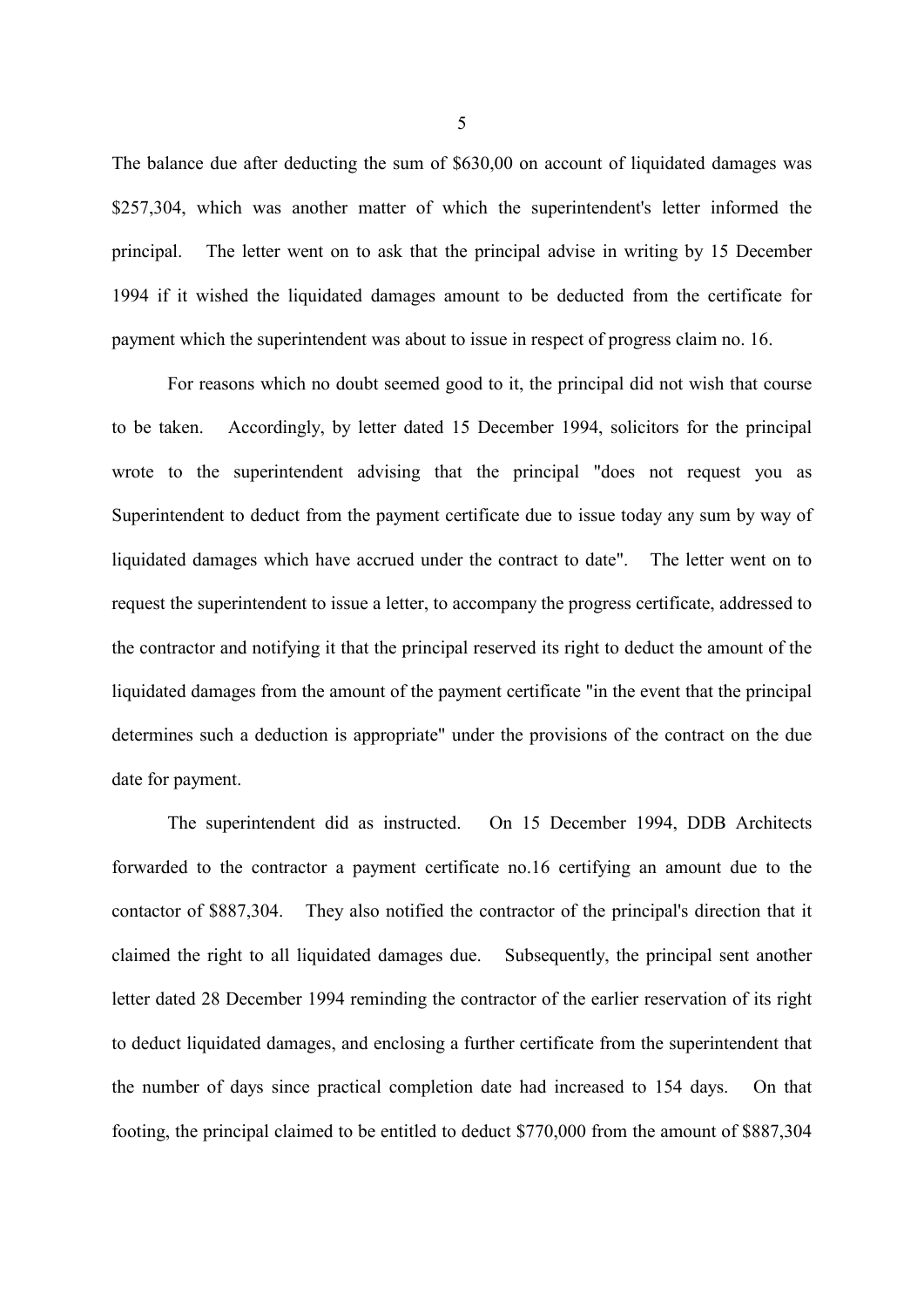The balance due after deducting the sum of $630,00 on account of liquidated damages was $257,304, which was another matter of which the superintendent's letter informed the principal. The letter went on to ask that the principal advise in writing by 15 December 1994 if it wished the liquidated damages amount to be deducted from the certificate for payment which the superintendent was about to issue in respect of progress claim no. 16.

For reasons which no doubt seemed good to it, the principal did not wish that course to be taken. Accordingly, by letter dated 15 December 1994, solicitors for the principal wrote to the superintendent advising that the principal "does not request you as Superintendent to deduct from the payment certificate due to issue today any sum by way of liquidated damages which have accrued under the contract to date". The letter went on to request the superintendent to issue a letter, to accompany the progress certificate, addressed to the contractor and notifying it that the principal reserved its right to deduct the amount of the liquidated damages from the amount of the payment certificate "in the event that the principal determines such a deduction is appropriate" under the provisions of the contract on the due date for payment.

The superintendent did as instructed. On 15 December 1994, DDB Architects forwarded to the contractor a payment certificate no.16 certifying an amount due to the contactor of $887,304. They also notified the contractor of the principal's direction that it claimed the right to all liquidated damages due. Subsequently, the principal sent another letter dated 28 December 1994 reminding the contractor of the earlier reservation of its right to deduct liquidated damages, and enclosing a further certificate from the superintendent that the number of days since practical completion date had increased to 154 days. On that footing, the principal claimed to be entitled to deduct $770,000 from the amount of $887,304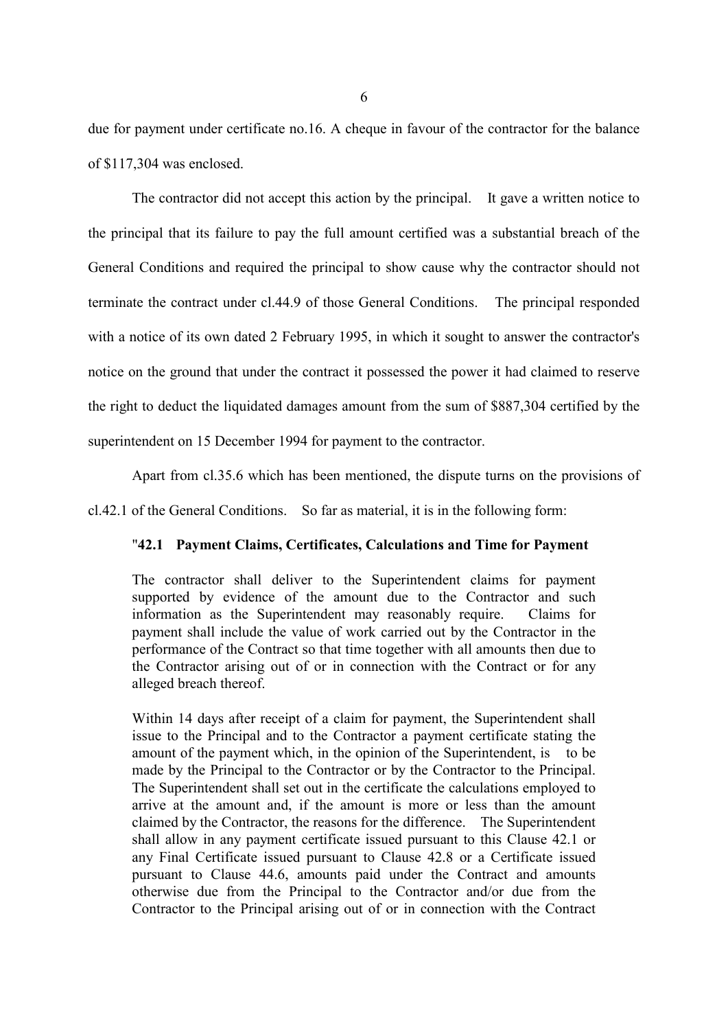due for payment under certificate no.16. A cheque in favour of the contractor for the balance of $117,304 was enclosed.

The contractor did not accept this action by the principal. It gave a written notice to the principal that its failure to pay the full amount certified was a substantial breach of the General Conditions and required the principal to show cause why the contractor should not terminate the contract under cl.44.9 of those General Conditions. The principal responded with a notice of its own dated 2 February 1995, in which it sought to answer the contractor's notice on the ground that under the contract it possessed the power it had claimed to reserve the right to deduct the liquidated damages amount from the sum of $887,304 certified by the superintendent on 15 December 1994 for payment to the contractor.

Apart from cl.35.6 which has been mentioned, the dispute turns on the provisions of cl.42.1 of the General Conditions. So far as material, it is in the following form:

> "**42.1 Payment Claims, Certificates, Calculations and Time for Payment**
>
> The contractor shall deliver to the Superintendent claims for payment supported by evidence of the amount due to the Contractor and such information as the Superintendent may reasonably require. Claims for payment shall include the value of work carried out by the Contractor in the performance of the Contract so that time together with all amounts then due to the Contractor arising out of or in connection with the Contract or for any alleged breach thereof.
>
> Within 14 days after receipt of a claim for payment, the Superintendent shall issue to the Principal and to the Contractor a payment certificate stating the amount of the payment which, in the opinion of the Superintendent, is to be made by the Principal to the Contractor or by the Contractor to the Principal. The Superintendent shall set out in the certificate the calculations employed to arrive at the amount and, if the amount is more or less than the amount claimed by the Contractor, the reasons for the difference. The Superintendent shall allow in any payment certificate issued pursuant to this Clause 42.1 or any Final Certificate issued pursuant to Clause 42.8 or a Certificate issued pursuant to Clause 44.6, amounts paid under the Contract and amounts otherwise due from the Principal to the Contractor and/or due from the Contractor to the Principal arising out of or in connection with the Contract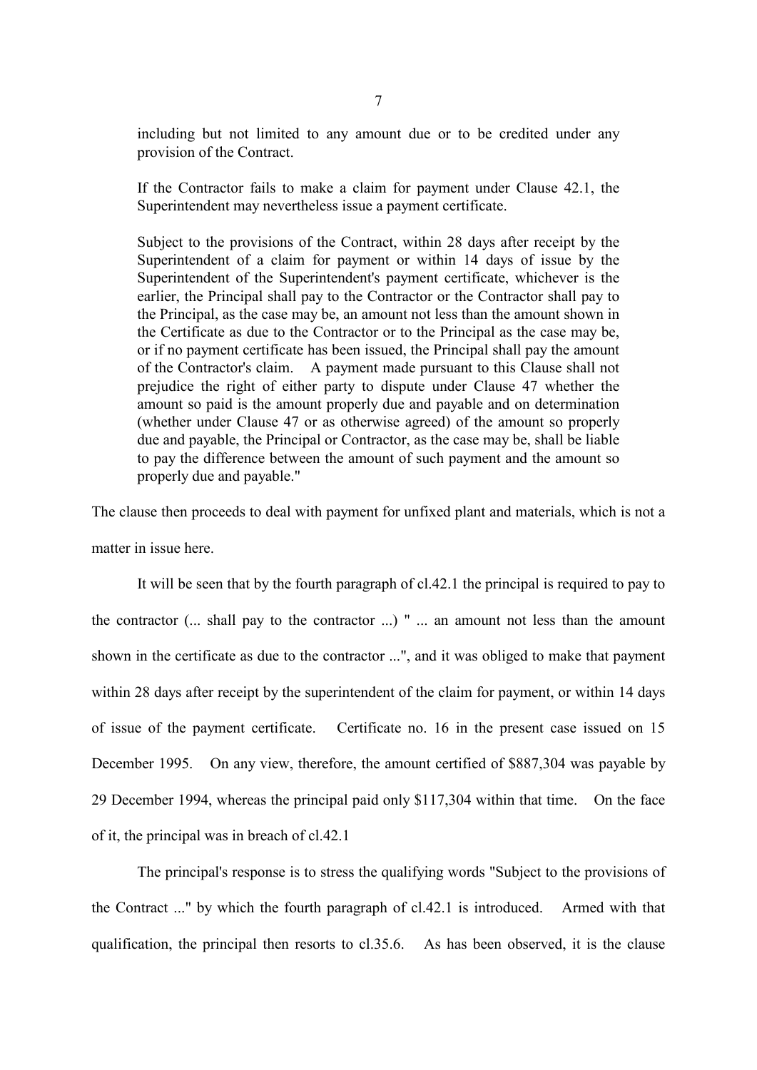including but not limited to any amount due or to be credited under any provision of the Contract.

> If the Contractor fails to make a claim for payment under Clause 42.1, the Superintendent may nevertheless issue a payment certificate.
>
> Subject to the provisions of the Contract, within 28 days after receipt by the Superintendent of a claim for payment or within 14 days of issue by the Superintendent of the Superintendent's payment certificate, whichever is the earlier, the Principal shall pay to the Contractor or the Contractor shall pay to the Principal, as the case may be, an amount not less than the amount shown in the Certificate as due to the Contractor or to the Principal as the case may be, or if no payment certificate has been issued, the Principal shall pay the amount of the Contractor's claim. A payment made pursuant to this Clause shall not prejudice the right of either party to dispute under Clause 47 whether the amount so paid is the amount properly due and payable and on determination (whether under Clause 47 or as otherwise agreed) of the amount so properly due and payable, the Principal or Contractor, as the case may be, shall be liable to pay the difference between the amount of such payment and the amount so properly due and payable."

The clause then proceeds to deal with payment for unfixed plant and materials, which is not a matter in issue here.

It will be seen that by the fourth paragraph of cl.42.1 the principal is required to pay to the contractor (... shall pay to the contractor ...) " ... an amount not less than the amount shown in the certificate as due to the contractor ...", and it was obliged to make that payment within 28 days after receipt by the superintendent of the claim for payment, or within 14 days of issue of the payment certificate. Certificate no. 16 in the present case issued on 15 December 1995. On any view, therefore, the amount certified of $887,304 was payable by 29 December 1994, whereas the principal paid only $117,304 within that time. On the face of it, the principal was in breach of cl.42.1

The principal's response is to stress the qualifying words "Subject to the provisions of the Contract ..." by which the fourth paragraph of cl.42.1 is introduced. Armed with that qualification, the principal then resorts to cl.35.6. As has been observed, it is the clause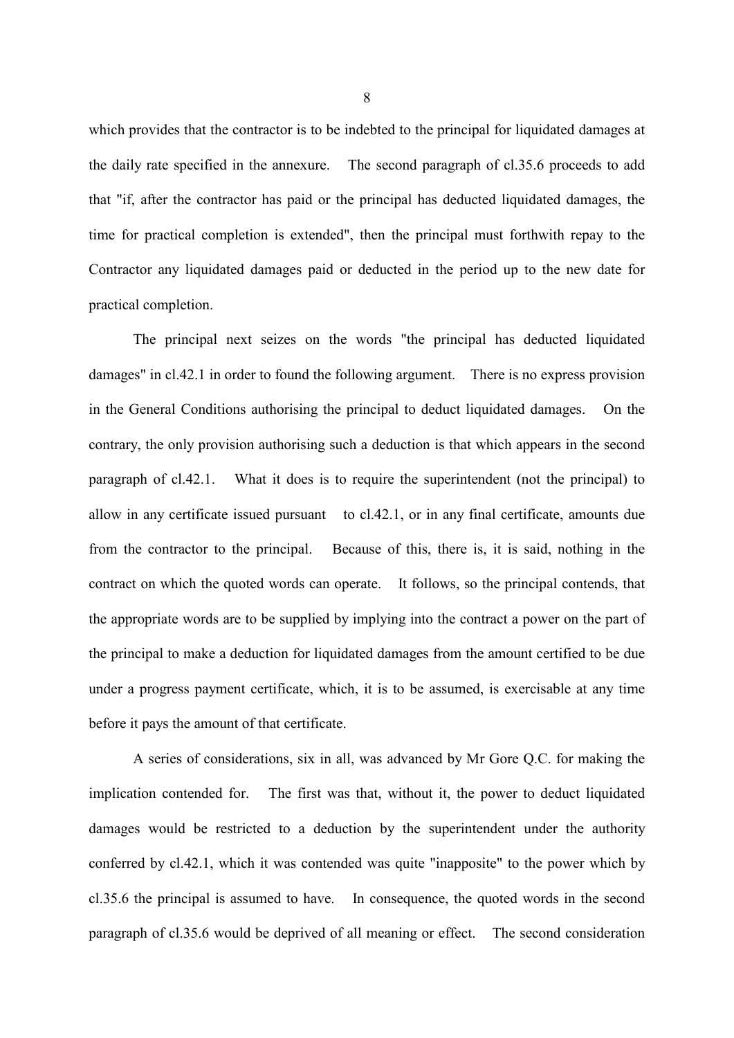which provides that the contractor is to be indebted to the principal for liquidated damages at the daily rate specified in the annexure. The second paragraph of cl.35.6 proceeds to add that "if, after the contractor has paid or the principal has deducted liquidated damages, the time for practical completion is extended", then the principal must forthwith repay to the Contractor any liquidated damages paid or deducted in the period up to the new date for practical completion.

The principal next seizes on the words "the principal has deducted liquidated damages" in cl.42.1 in order to found the following argument. There is no express provision in the General Conditions authorising the principal to deduct liquidated damages. On the contrary, the only provision authorising such a deduction is that which appears in the second paragraph of cl.42.1. What it does is to require the superintendent (not the principal) to allow in any certificate issued pursuant to cl.42.1, or in any final certificate, amounts due from the contractor to the principal. Because of this, there is, it is said, nothing in the contract on which the quoted words can operate. It follows, so the principal contends, that the appropriate words are to be supplied by implying into the contract a power on the part of the principal to make a deduction for liquidated damages from the amount certified to be due under a progress payment certificate, which, it is to be assumed, is exercisable at any time before it pays the amount of that certificate.

A series of considerations, six in all, was advanced by Mr Gore Q.C. for making the implication contended for. The first was that, without it, the power to deduct liquidated damages would be restricted to a deduction by the superintendent under the authority conferred by cl.42.1, which it was contended was quite "inapposite" to the power which by cl.35.6 the principal is assumed to have. In consequence, the quoted words in the second paragraph of cl.35.6 would be deprived of all meaning or effect. The second consideration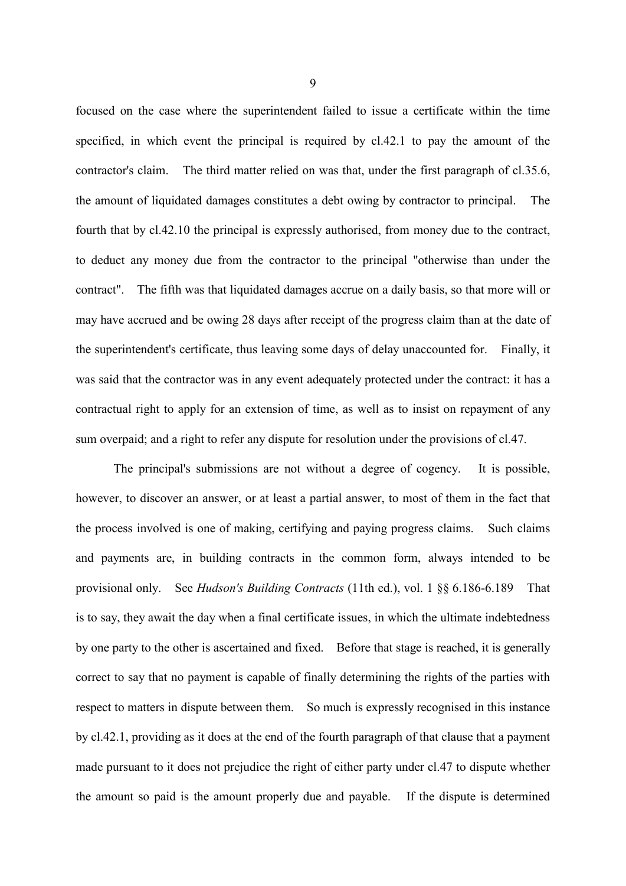focused on the case where the superintendent failed to issue a certificate within the time specified, in which event the principal is required by cl.42.1 to pay the amount of the contractor's claim. The third matter relied on was that, under the first paragraph of cl.35.6, the amount of liquidated damages constitutes a debt owing by contractor to principal. The fourth that by cl.42.10 the principal is expressly authorised, from money due to the contract, to deduct any money due from the contractor to the principal "otherwise than under the contract". The fifth was that liquidated damages accrue on a daily basis, so that more will or may have accrued and be owing 28 days after receipt of the progress claim than at the date of the superintendent's certificate, thus leaving some days of delay unaccounted for. Finally, it was said that the contractor was in any event adequately protected under the contract: it has a contractual right to apply for an extension of time, as well as to insist on repayment of any sum overpaid; and a right to refer any dispute for resolution under the provisions of cl.47.

The principal's submissions are not without a degree of cogency. It is possible, however, to discover an answer, or at least a partial answer, to most of them in the fact that the process involved is one of making, certifying and paying progress claims. Such claims and payments are, in building contracts in the common form, always intended to be provisional only. See *Hudson's Building Contracts* (11th ed.), vol. 1 §§ 6.186-6.189 That is to say, they await the day when a final certificate issues, in which the ultimate indebtedness by one party to the other is ascertained and fixed. Before that stage is reached, it is generally correct to say that no payment is capable of finally determining the rights of the parties with respect to matters in dispute between them. So much is expressly recognised in this instance by cl.42.1, providing as it does at the end of the fourth paragraph of that clause that a payment made pursuant to it does not prejudice the right of either party under cl.47 to dispute whether the amount so paid is the amount properly due and payable. If the dispute is determined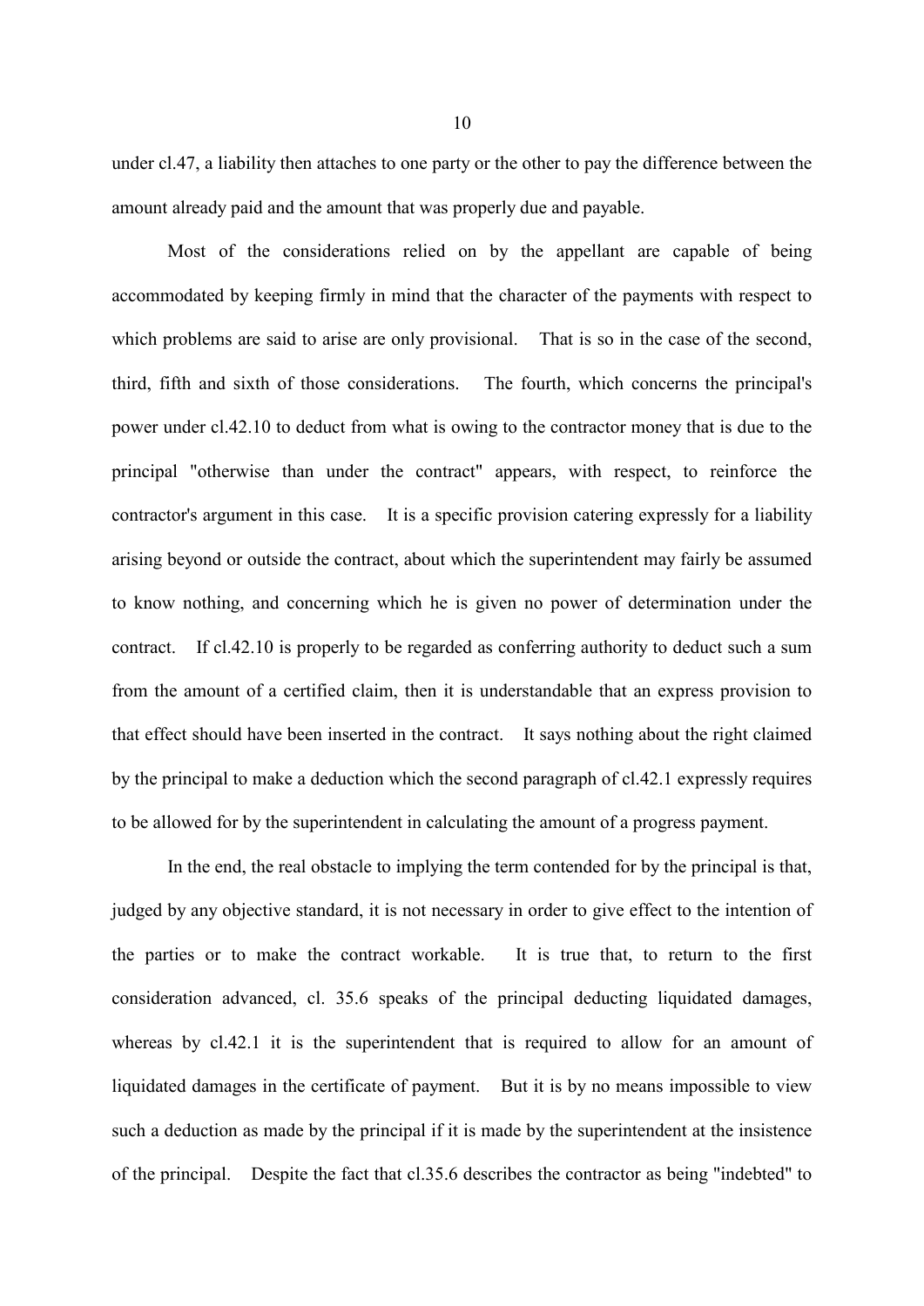under cl.47, a liability then attaches to one party or the other to pay the difference between the amount already paid and the amount that was properly due and payable.

Most of the considerations relied on by the appellant are capable of being accommodated by keeping firmly in mind that the character of the payments with respect to which problems are said to arise are only provisional. That is so in the case of the second, third, fifth and sixth of those considerations. The fourth, which concerns the principal's power under cl.42.10 to deduct from what is owing to the contractor money that is due to the principal "otherwise than under the contract" appears, with respect, to reinforce the contractor's argument in this case. It is a specific provision catering expressly for a liability arising beyond or outside the contract, about which the superintendent may fairly be assumed to know nothing, and concerning which he is given no power of determination under the contract. If cl.42.10 is properly to be regarded as conferring authority to deduct such a sum from the amount of a certified claim, then it is understandable that an express provision to that effect should have been inserted in the contract. It says nothing about the right claimed by the principal to make a deduction which the second paragraph of cl.42.1 expressly requires to be allowed for by the superintendent in calculating the amount of a progress payment.

In the end, the real obstacle to implying the term contended for by the principal is that, judged by any objective standard, it is not necessary in order to give effect to the intention of the parties or to make the contract workable. It is true that, to return to the first consideration advanced, cl. 35.6 speaks of the principal deducting liquidated damages, whereas by cl.42.1 it is the superintendent that is required to allow for an amount of liquidated damages in the certificate of payment. But it is by no means impossible to view such a deduction as made by the principal if it is made by the superintendent at the insistence of the principal. Despite the fact that cl.35.6 describes the contractor as being "indebted" to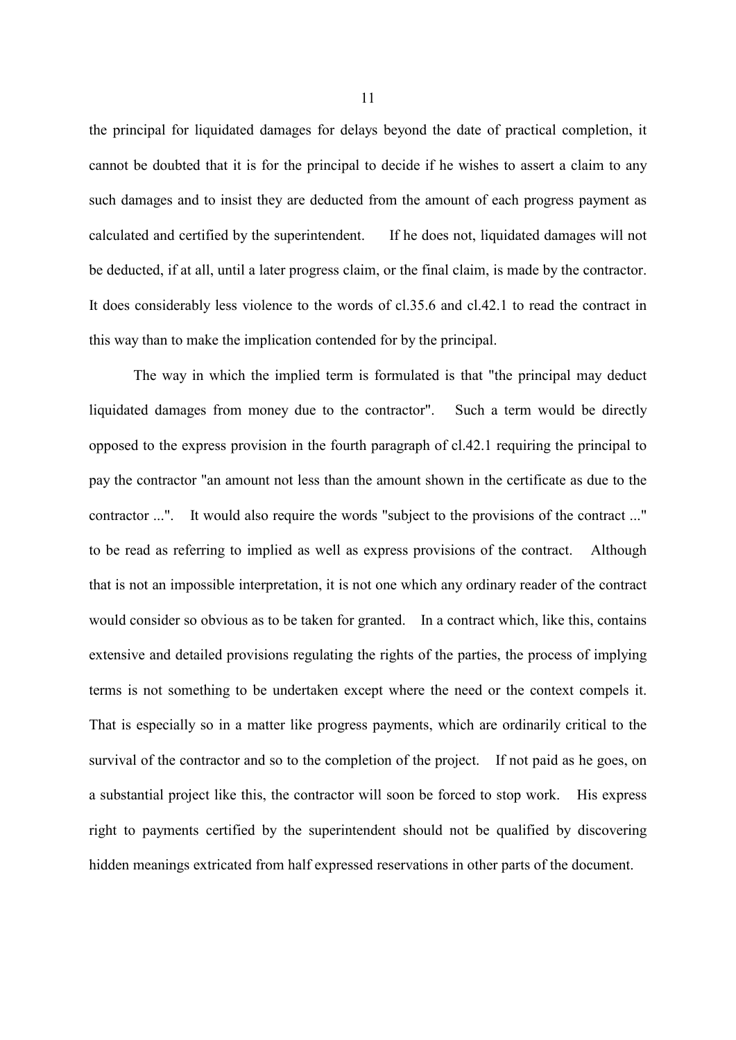the principal for liquidated damages for delays beyond the date of practical completion, it cannot be doubted that it is for the principal to decide if he wishes to assert a claim to any such damages and to insist they are deducted from the amount of each progress payment as calculated and certified by the superintendent. If he does not, liquidated damages will not be deducted, if at all, until a later progress claim, or the final claim, is made by the contractor. It does considerably less violence to the words of cl.35.6 and cl.42.1 to read the contract in this way than to make the implication contended for by the principal.

The way in which the implied term is formulated is that "the principal may deduct liquidated damages from money due to the contractor". Such a term would be directly opposed to the express provision in the fourth paragraph of cl.42.1 requiring the principal to pay the contractor "an amount not less than the amount shown in the certificate as due to the contractor ...". It would also require the words "subject to the provisions of the contract ..." to be read as referring to implied as well as express provisions of the contract. Although that is not an impossible interpretation, it is not one which any ordinary reader of the contract would consider so obvious as to be taken for granted. In a contract which, like this, contains extensive and detailed provisions regulating the rights of the parties, the process of implying terms is not something to be undertaken except where the need or the context compels it. That is especially so in a matter like progress payments, which are ordinarily critical to the survival of the contractor and so to the completion of the project. If not paid as he goes, on a substantial project like this, the contractor will soon be forced to stop work. His express right to payments certified by the superintendent should not be qualified by discovering hidden meanings extricated from half expressed reservations in other parts of the document.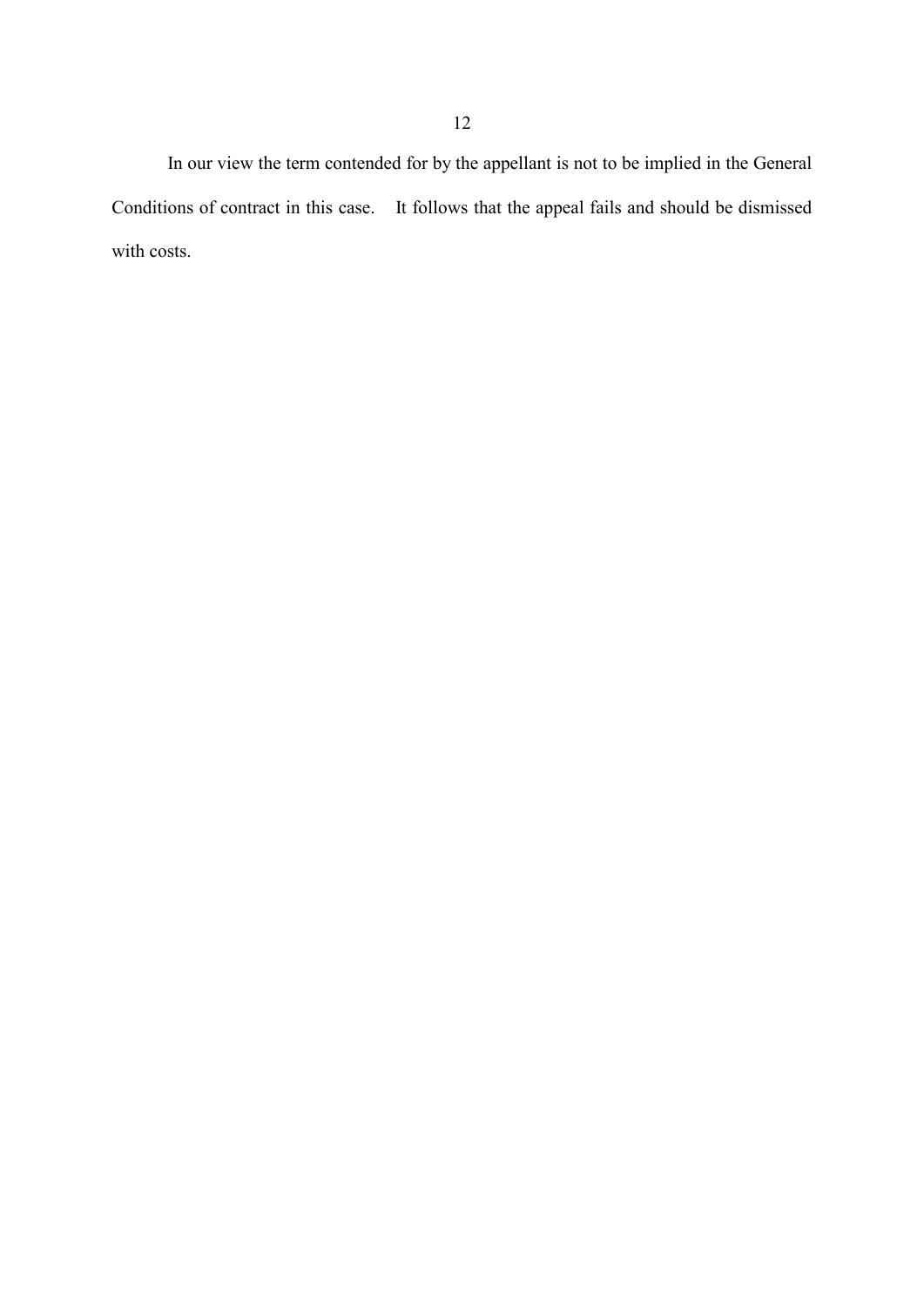In our view the term contended for by the appellant is not to be implied in the General Conditions of contract in this case. It follows that the appeal fails and should be dismissed with costs.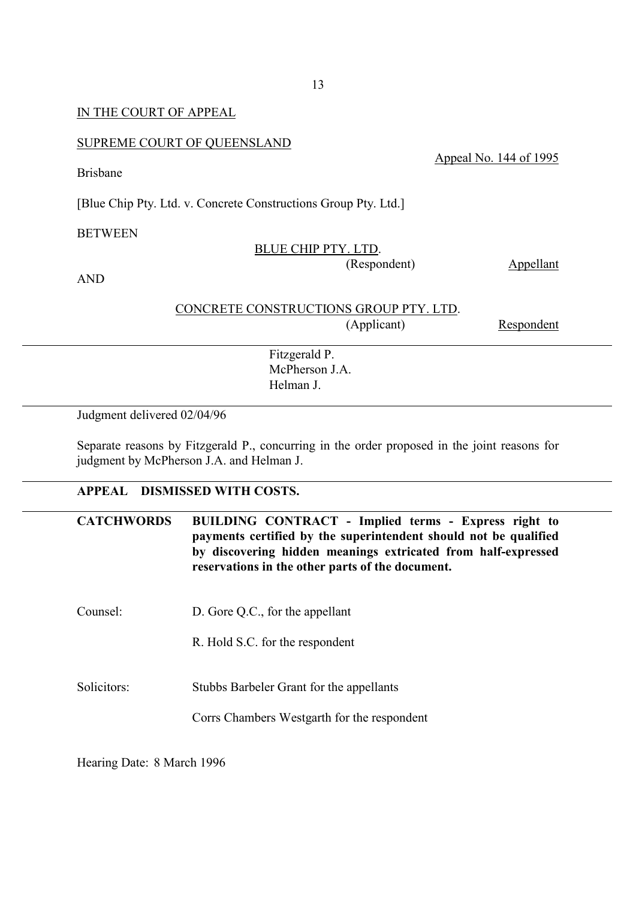IN THE COURT OF APPEAL

SUPREME COURT OF QUEENSLAND

Appeal No. 144 of 1995

Brisbane

[Blue Chip Pty. Ltd. v. Concrete Constructions Group Pty. Ltd.]

BETWEEN

BLUE CHIP PTY. LTD.
(Respondent) Appellant

AND

CONCRETE CONSTRUCTIONS GROUP PTY. LTD.
(Applicant) Respondent

---

Fitzgerald P.
McPherson J.A.
Helman J.

---

Judgment delivered 02/04/96

Separate reasons by Fitzgerald P., concurring in the order proposed in the joint reasons for judgment by McPherson J.A. and Helman J.

---

**APPEAL DISMISSED WITH COSTS.**

---

**CATCHWORDS** **BUILDING CONTRACT - Implied terms - Express right to payments certified by the superintendent should not be qualified by discovering hidden meanings extricated from half-expressed reservations in the other parts of the document.**

Counsel: D. Gore Q.C., for the appellant

R. Hold S.C. for the respondent

Solicitors: Stubbs Barbeler Grant for the appellants

Corrs Chambers Westgarth for the respondent

Hearing Date: 8 March 1996